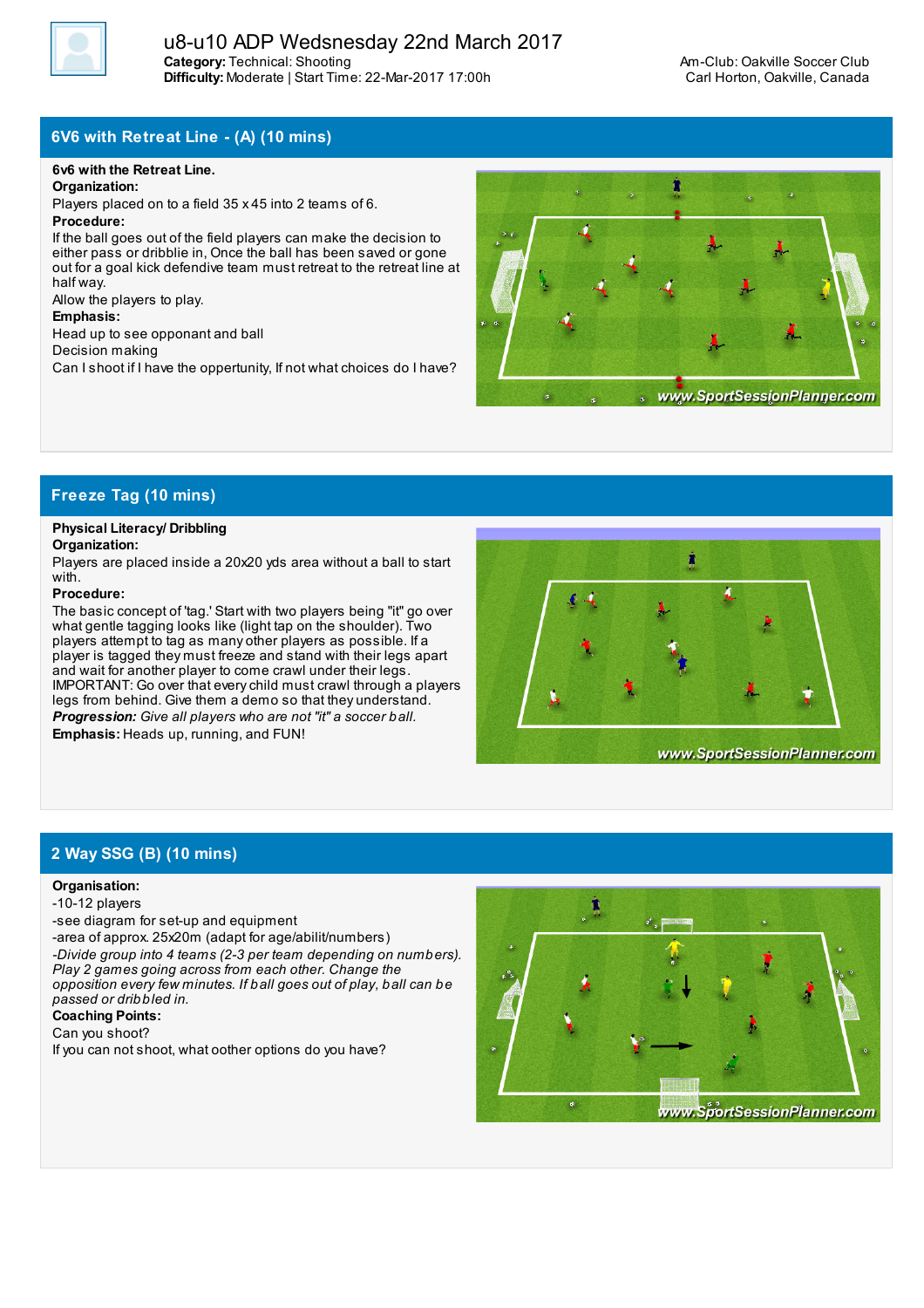# u8-u10 ADP Wedsnesday 22nd March 2017

**Category:** Technical: Shooting
**Difficulty:** Moderate | Start Time: 22-Mar-2017 17:00h

Am-Club: Oakville Soccer Club
Carl Horton, Oakville, Canada

## 6V6 with Retreat Line - (A) (10 mins)

**6v6 with the Retreat Line.**

**Organization:**

Players placed on to a field 35 x 45 into 2 teams of 6.

**Procedure:**

If the ball goes out of the field players can make the decision to either pass or dribblie in, Once the ball has been saved or gone out for a goal kick defendive team must retreat to the retreat line at half way.

Allow the players to play.

**Emphasis:**

Head up to see opponant and ball

Decision making

Can I shoot if I have the oppertunity, If not what choices do I have?

## Freeze Tag (10 mins)

**Physical Literacy/ Dribbling**

**Organization:**

Players are placed inside a 20x20 yds area without a ball to start with.

**Procedure:**

The basic concept of 'tag.' Start with two players being "it" go over what gentle tagging looks like (light tap on the shoulder). Two players attempt to tag as many other players as possible. If a player is tagged they must freeze and stand with their legs apart and wait for another player to come crawl under their legs. IMPORTANT: Go over that every child must crawl through a players legs from behind. Give them a demo so that they understand.

***Progession:*** *Give all players who are not "it" a soccer ball.*

**Emphasis:** Heads up, running, and FUN!

## 2 Way SSG (B) (10 mins)

**Organisation:**

-10-12 players

-see diagram for set-up and equipment

-area of approx. 25x20m (adapt for age/abilit/numbers)

*-Divide group into 4 teams (2-3 per team depending on numbers). Play 2 games going across from each other. Change the opposition every few minutes. If ball goes out of play, ball can be passed or dribbled in.*

**Coaching Points:**

Can you shoot?

If you can not shoot, what ootherr options do you have?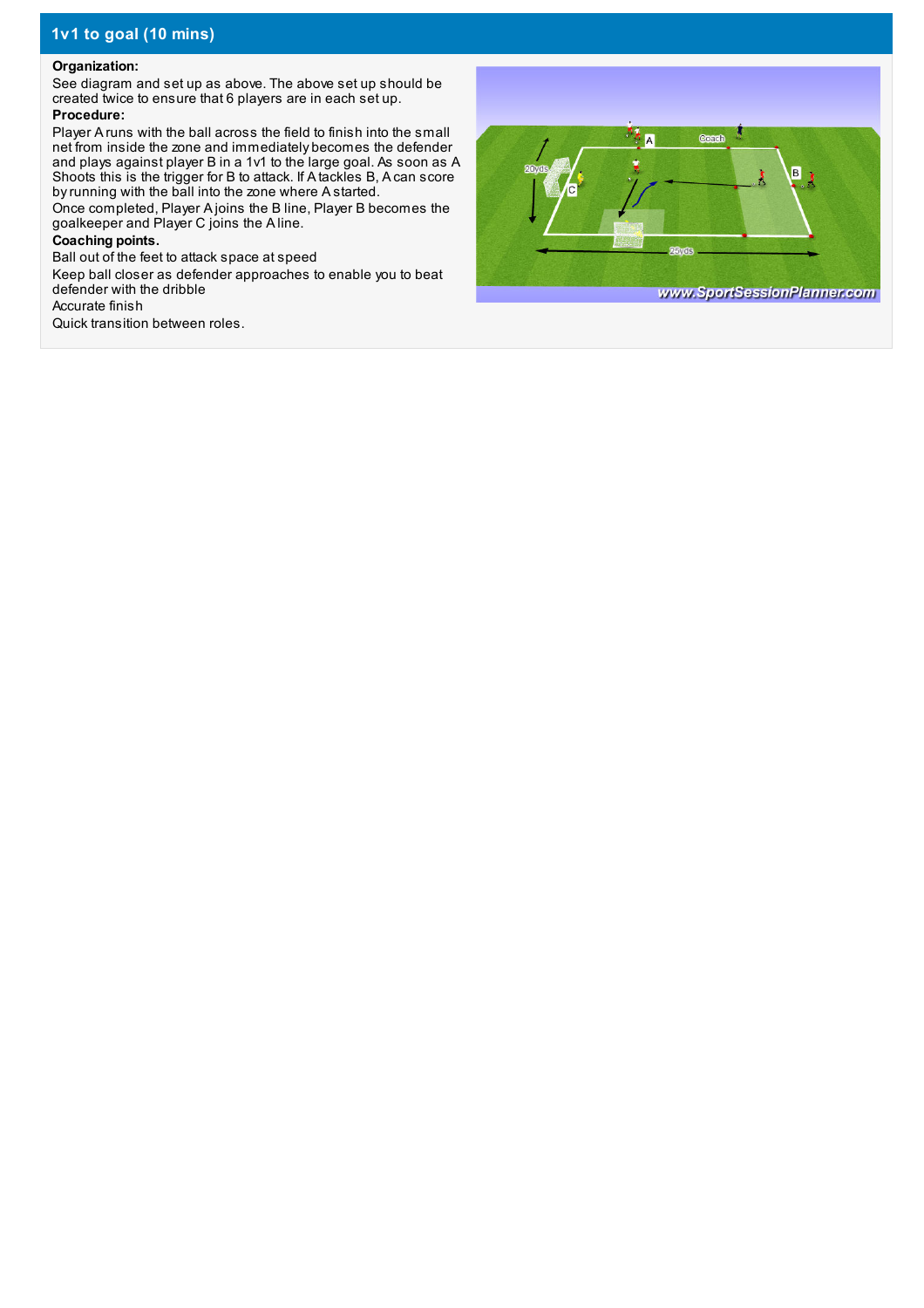## 1v1 to goal (10 mins)

**Organization:**

See diagram and set up as above. The above set up should be created twice to ensure that 6 players are in each set up.

**Procedure:**

Player A runs with the ball across the field to finish into the small net from inside the zone and immediately becomes the defender and plays against player B in a 1v1 to the large goal. As soon as A Shoots this is the trigger for B to attack. If A tackles B, A can score by running with the ball into the zone where A started.

Once completed, Player A joins the B line, Player B becomes the goalkeeper and Player C joins the A line.

**Coaching points.**

Ball out of the feet to attack space at speed

Keep ball closer as defender approaches to enable you to beat defender with the dribble

Accurate finish

Quick transition between roles.